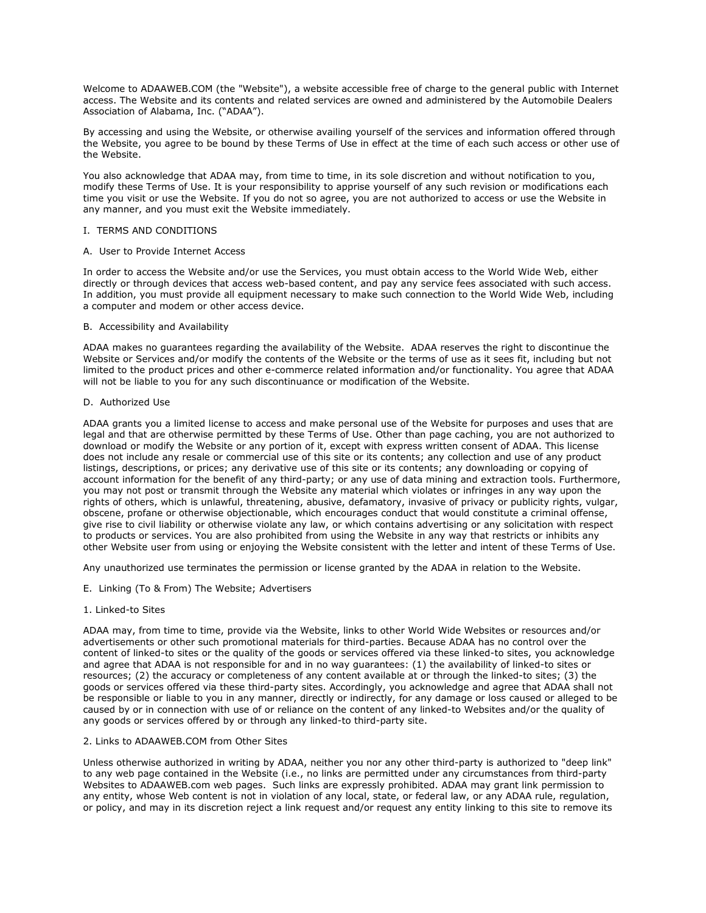Welcome to ADAAWEB.COM (the "Website"), a website accessible free of charge to the general public with Internet access. The Website and its contents and related services are owned and administered by the Automobile Dealers Association of Alabama, Inc. ("ADAA").

By accessing and using the Website, or otherwise availing yourself of the services and information offered through the Website, you agree to be bound by these Terms of Use in effect at the time of each such access or other use of the Website.

You also acknowledge that ADAA may, from time to time, in its sole discretion and without notification to you, modify these Terms of Use. It is your responsibility to apprise yourself of any such revision or modifications each time you visit or use the Website. If you do not so agree, you are not authorized to access or use the Website in any manner, and you must exit the Website immediately.

## I. TERMS AND CONDITIONS

### A. User to Provide Internet Access

In order to access the Website and/or use the Services, you must obtain access to the World Wide Web, either directly or through devices that access web-based content, and pay any service fees associated with such access. In addition, you must provide all equipment necessary to make such connection to the World Wide Web, including a computer and modem or other access device.

### B. Accessibility and Availability

ADAA makes no guarantees regarding the availability of the Website. ADAA reserves the right to discontinue the Website or Services and/or modify the contents of the Website or the terms of use as it sees fit, including but not limited to the product prices and other e-commerce related information and/or functionality. You agree that ADAA will not be liable to you for any such discontinuance or modification of the Website.

### D. Authorized Use

ADAA grants you a limited license to access and make personal use of the Website for purposes and uses that are legal and that are otherwise permitted by these Terms of Use. Other than page caching, you are not authorized to download or modify the Website or any portion of it, except with express written consent of ADAA. This license does not include any resale or commercial use of this site or its contents; any collection and use of any product listings, descriptions, or prices; any derivative use of this site or its contents; any downloading or copying of account information for the benefit of any third-party; or any use of data mining and extraction tools. Furthermore, you may not post or transmit through the Website any material which violates or infringes in any way upon the rights of others, which is unlawful, threatening, abusive, defamatory, invasive of privacy or publicity rights, vulgar, obscene, profane or otherwise objectionable, which encourages conduct that would constitute a criminal offense, give rise to civil liability or otherwise violate any law, or which contains advertising or any solicitation with respect to products or services. You are also prohibited from using the Website in any way that restricts or inhibits any other Website user from using or enjoying the Website consistent with the letter and intent of these Terms of Use.

Any unauthorized use terminates the permission or license granted by the ADAA in relation to the Website.

### E. Linking (To & From) The Website; Advertisers

#### 1. Linked-to Sites

ADAA may, from time to time, provide via the Website, links to other World Wide Websites or resources and/or advertisements or other such promotional materials for third-parties. Because ADAA has no control over the content of linked-to sites or the quality of the goods or services offered via these linked-to sites, you acknowledge and agree that ADAA is not responsible for and in no way guarantees: (1) the availability of linked-to sites or resources; (2) the accuracy or completeness of any content available at or through the linked-to sites; (3) the goods or services offered via these third-party sites. Accordingly, you acknowledge and agree that ADAA shall not be responsible or liable to you in any manner, directly or indirectly, for any damage or loss caused or alleged to be caused by or in connection with use of or reliance on the content of any linked-to Websites and/or the quality of any goods or services offered by or through any linked-to third-party site.

#### 2. Links to ADAAWEB.COM from Other Sites

Unless otherwise authorized in writing by ADAA, neither you nor any other third-party is authorized to "deep link" to any web page contained in the Website (i.e., no links are permitted under any circumstances from third-party Websites to ADAAWEB.com web pages. Such links are expressly prohibited. ADAA may grant link permission to any entity, whose Web content is not in violation of any local, state, or federal law, or any ADAA rule, regulation, or policy, and may in its discretion reject a link request and/or request any entity linking to this site to remove its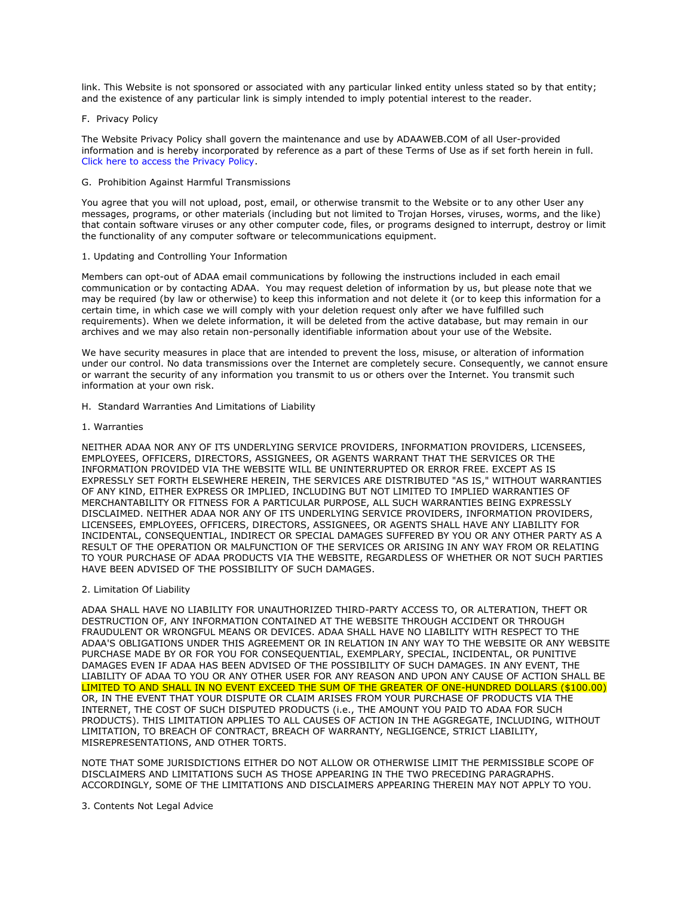link. This Website is not sponsored or associated with any particular linked entity unless stated so by that entity; and the existence of any particular link is simply intended to imply potential interest to the reader.

F. Privacy Policy

The Website Privacy Policy shall govern the maintenance and use by ADAAWEB.COM of all User-provided information and is hereby incorporated by reference as a part of these Terms of Use as if set forth herein in full. Click here to access the Privacy Policy.

G. Prohibition Against Harmful Transmissions

You agree that you will not upload, post, email, or otherwise transmit to the Website or to any other User any messages, programs, or other materials (including but not limited to Trojan Horses, viruses, worms, and the like) that contain software viruses or any other computer code, files, or programs designed to interrupt, destroy or limit the functionality of any computer software or telecommunications equipment.

1. Updating and Controlling Your Information

Members can opt-out of ADAA email communications by following the instructions included in each email communication or by contacting ADAA. You may request deletion of information by us, but please note that we may be required (by law or otherwise) to keep this information and not delete it (or to keep this information for a certain time, in which case we will comply with your deletion request only after we have fulfilled such requirements). When we delete information, it will be deleted from the active database, but may remain in our archives and we may also retain non-personally identifiable information about your use of the Website.

We have security measures in place that are intended to prevent the loss, misuse, or alteration of information under our control. No data transmissions over the Internet are completely secure. Consequently, we cannot ensure or warrant the security of any information you transmit to us or others over the Internet. You transmit such information at your own risk.

H. Standard Warranties And Limitations of Liability

1. Warranties

NEITHER ADAA NOR ANY OF ITS UNDERLYING SERVICE PROVIDERS, INFORMATION PROVIDERS, LICENSEES, EMPLOYEES, OFFICERS, DIRECTORS, ASSIGNEES, OR AGENTS WARRANT THAT THE SERVICES OR THE INFORMATION PROVIDED VIA THE WEBSITE WILL BE UNINTERRUPTED OR ERROR FREE. EXCEPT AS IS EXPRESSLY SET FORTH ELSEWHERE HEREIN, THE SERVICES ARE DISTRIBUTED "AS IS," WITHOUT WARRANTIES OF ANY KIND, EITHER EXPRESS OR IMPLIED, INCLUDING BUT NOT LIMITED TO IMPLIED WARRANTIES OF MERCHANTABILITY OR FITNESS FOR A PARTICULAR PURPOSE, ALL SUCH WARRANTIES BEING EXPRESSLY DISCLAIMED. NEITHER ADAA NOR ANY OF ITS UNDERLYING SERVICE PROVIDERS, INFORMATION PROVIDERS, LICENSEES, EMPLOYEES, OFFICERS, DIRECTORS, ASSIGNEES, OR AGENTS SHALL HAVE ANY LIABILITY FOR INCIDENTAL, CONSEQUENTIAL, INDIRECT OR SPECIAL DAMAGES SUFFERED BY YOU OR ANY OTHER PARTY AS A RESULT OF THE OPERATION OR MALFUNCTION OF THE SERVICES OR ARISING IN ANY WAY FROM OR RELATING TO YOUR PURCHASE OF ADAA PRODUCTS VIA THE WEBSITE, REGARDLESS OF WHETHER OR NOT SUCH PARTIES HAVE BEEN ADVISED OF THE POSSIBILITY OF SUCH DAMAGES.

2. Limitation Of Liability

ADAA SHALL HAVE NO LIABILITY FOR UNAUTHORIZED THIRD-PARTY ACCESS TO, OR ALTERATION, THEFT OR DESTRUCTION OF, ANY INFORMATION CONTAINED AT THE WEBSITE THROUGH ACCIDENT OR THROUGH FRAUDULENT OR WRONGFUL MEANS OR DEVICES. ADAA SHALL HAVE NO LIABILITY WITH RESPECT TO THE ADAA'S OBLIGATIONS UNDER THIS AGREEMENT OR IN RELATION IN ANY WAY TO THE WEBSITE OR ANY WEBSITE PURCHASE MADE BY OR FOR YOU FOR CONSEQUENTIAL, EXEMPLARY, SPECIAL, INCIDENTAL, OR PUNITIVE DAMAGES EVEN IF ADAA HAS BEEN ADVISED OF THE POSSIBILITY OF SUCH DAMAGES. IN ANY EVENT, THE LIABILITY OF ADAA TO YOU OR ANY OTHER USER FOR ANY REASON AND UPON ANY CAUSE OF ACTION SHALL BE LIMITED TO AND SHALL IN NO EVENT EXCEED THE SUM OF THE GREATER OF ONE-HUNDRED DOLLARS ($100.00) OR, IN THE EVENT THAT YOUR DISPUTE OR CLAIM ARISES FROM YOUR PURCHASE OF PRODUCTS VIA THE INTERNET, THE COST OF SUCH DISPUTED PRODUCTS (i.e., THE AMOUNT YOU PAID TO ADAA FOR SUCH PRODUCTS). THIS LIMITATION APPLIES TO ALL CAUSES OF ACTION IN THE AGGREGATE, INCLUDING, WITHOUT LIMITATION, TO BREACH OF CONTRACT, BREACH OF WARRANTY, NEGLIGENCE, STRICT LIABILITY, MISREPRESENTATIONS, AND OTHER TORTS.

NOTE THAT SOME JURISDICTIONS EITHER DO NOT ALLOW OR OTHERWISE LIMIT THE PERMISSIBLE SCOPE OF DISCLAIMERS AND LIMITATIONS SUCH AS THOSE APPEARING IN THE TWO PRECEDING PARAGRAPHS. ACCORDINGLY, SOME OF THE LIMITATIONS AND DISCLAIMERS APPEARING THEREIN MAY NOT APPLY TO YOU.

3. Contents Not Legal Advice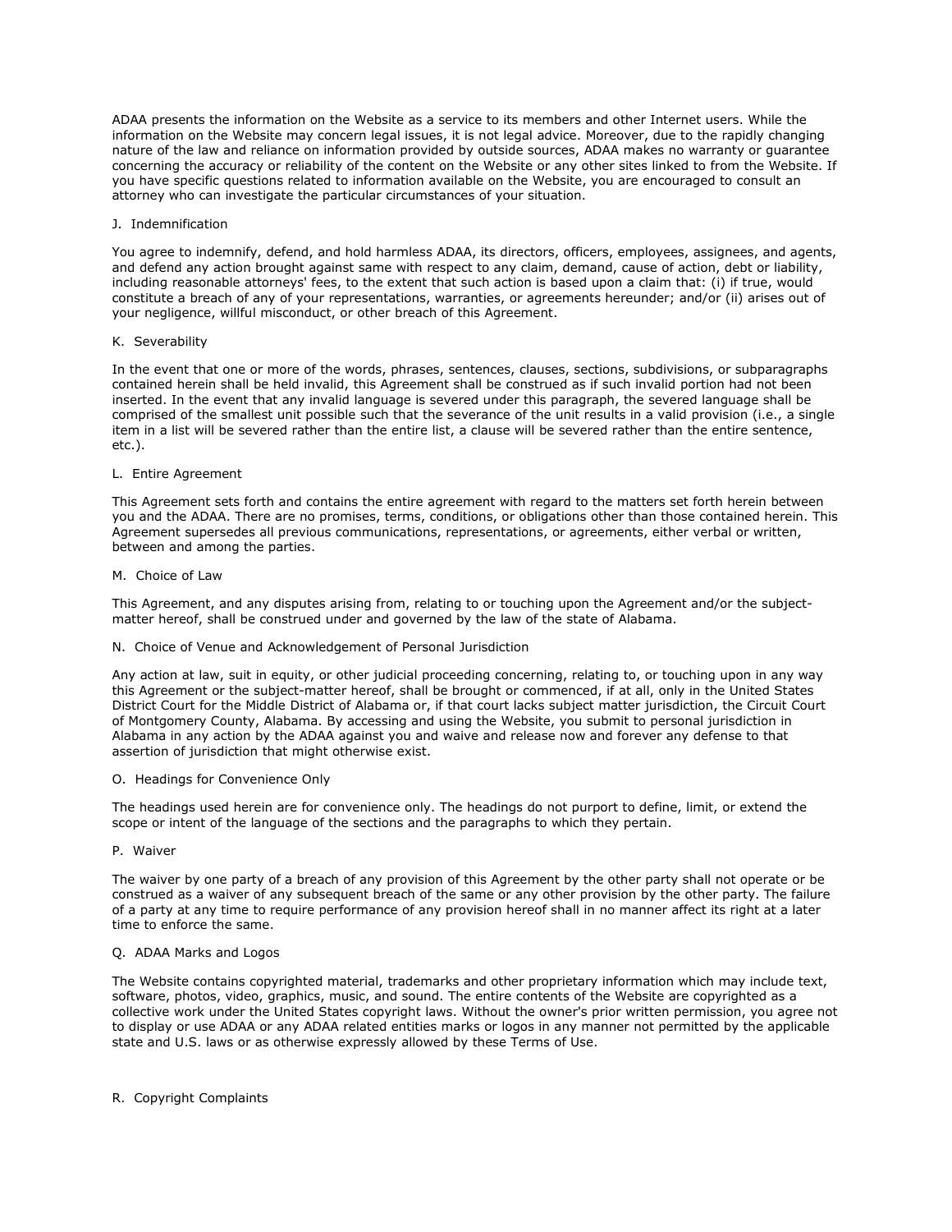ADAA presents the information on the Website as a service to its members and other Internet users. While the information on the Website may concern legal issues, it is not legal advice. Moreover, due to the rapidly changing nature of the law and reliance on information provided by outside sources, ADAA makes no warranty or guarantee concerning the accuracy or reliability of the content on the Website or any other sites linked to from the Website. If you have specific questions related to information available on the Website, you are encouraged to consult an attorney who can investigate the particular circumstances of your situation.

## J. Indemnification

You agree to indemnify, defend, and hold harmless ADAA, its directors, officers, employees, assignees, and agents, and defend any action brought against same with respect to any claim, demand, cause of action, debt or liability, including reasonable attorneys' fees, to the extent that such action is based upon a claim that: (i) if true, would constitute a breach of any of your representations, warranties, or agreements hereunder; and/or (ii) arises out of your negligence, willful misconduct, or other breach of this Agreement.

## K. Severability

In the event that one or more of the words, phrases, sentences, clauses, sections, subdivisions, or subparagraphs contained herein shall be held invalid, this Agreement shall be construed as if such invalid portion had not been inserted. In the event that any invalid language is severed under this paragraph, the severed language shall be comprised of the smallest unit possible such that the severance of the unit results in a valid provision (i.e., a single item in a list will be severed rather than the entire list, a clause will be severed rather than the entire sentence, etc.).

## L. Entire Agreement

This Agreement sets forth and contains the entire agreement with regard to the matters set forth herein between you and the ADAA. There are no promises, terms, conditions, or obligations other than those contained herein. This Agreement supersedes all previous communications, representations, or agreements, either verbal or written, between and among the parties.

## M. Choice of Law

This Agreement, and any disputes arising from, relating to or touching upon the Agreement and/or the subject-matter hereof, shall be construed under and governed by the law of the state of Alabama.

## N. Choice of Venue and Acknowledgement of Personal Jurisdiction

Any action at law, suit in equity, or other judicial proceeding concerning, relating to, or touching upon in any way this Agreement or the subject-matter hereof, shall be brought or commenced, if at all, only in the United States District Court for the Middle District of Alabama or, if that court lacks subject matter jurisdiction, the Circuit Court of Montgomery County, Alabama. By accessing and using the Website, you submit to personal jurisdiction in Alabama in any action by the ADAA against you and waive and release now and forever any defense to that assertion of jurisdiction that might otherwise exist.

## O. Headings for Convenience Only

The headings used herein are for convenience only. The headings do not purport to define, limit, or extend the scope or intent of the language of the sections and the paragraphs to which they pertain.

## P. Waiver

The waiver by one party of a breach of any provision of this Agreement by the other party shall not operate or be construed as a waiver of any subsequent breach of the same or any other provision by the other party. The failure of a party at any time to require performance of any provision hereof shall in no manner affect its right at a later time to enforce the same.

## Q. ADAA Marks and Logos

The Website contains copyrighted material, trademarks and other proprietary information which may include text, software, photos, video, graphics, music, and sound. The entire contents of the Website are copyrighted as a collective work under the United States copyright laws. Without the owner's prior written permission, you agree not to display or use ADAA or any ADAA related entities marks or logos in any manner not permitted by the applicable state and U.S. laws or as otherwise expressly allowed by these Terms of Use.

## R. Copyright Complaints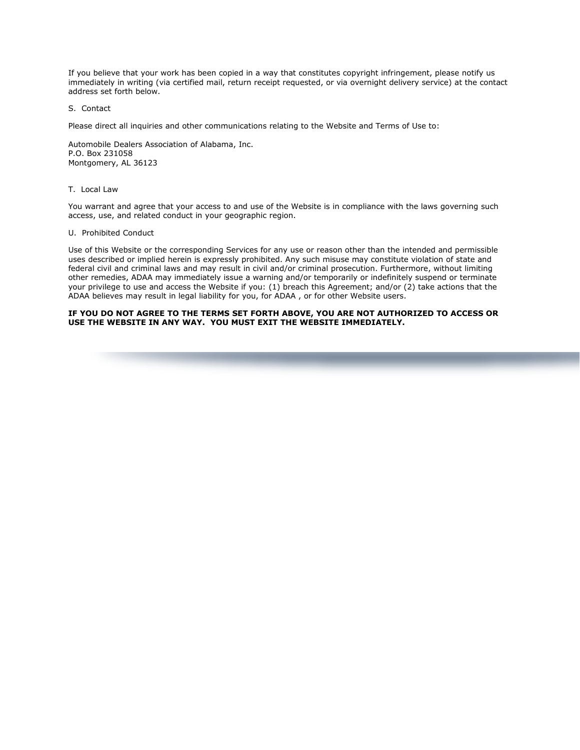If you believe that your work has been copied in a way that constitutes copyright infringement, please notify us immediately in writing (via certified mail, return receipt requested, or via overnight delivery service) at the contact address set forth below.

S. Contact

Please direct all inquiries and other communications relating to the Website and Terms of Use to:

Automobile Dealers Association of Alabama, Inc.
P.O. Box 231058
Montgomery, AL 36123

T. Local Law

You warrant and agree that your access to and use of the Website is in compliance with the laws governing such access, use, and related conduct in your geographic region.

U. Prohibited Conduct

Use of this Website or the corresponding Services for any use or reason other than the intended and permissible uses described or implied herein is expressly prohibited. Any such misuse may constitute violation of state and federal civil and criminal laws and may result in civil and/or criminal prosecution. Furthermore, without limiting other remedies, ADAA may immediately issue a warning and/or temporarily or indefinitely suspend or terminate your privilege to use and access the Website if you: (1) breach this Agreement; and/or (2) take actions that the ADAA believes may result in legal liability for you, for ADAA , or for other Website users.

**IF YOU DO NOT AGREE TO THE TERMS SET FORTH ABOVE, YOU ARE NOT AUTHORIZED TO ACCESS OR USE THE WEBSITE IN ANY WAY. YOU MUST EXIT THE WEBSITE IMMEDIATELY.**